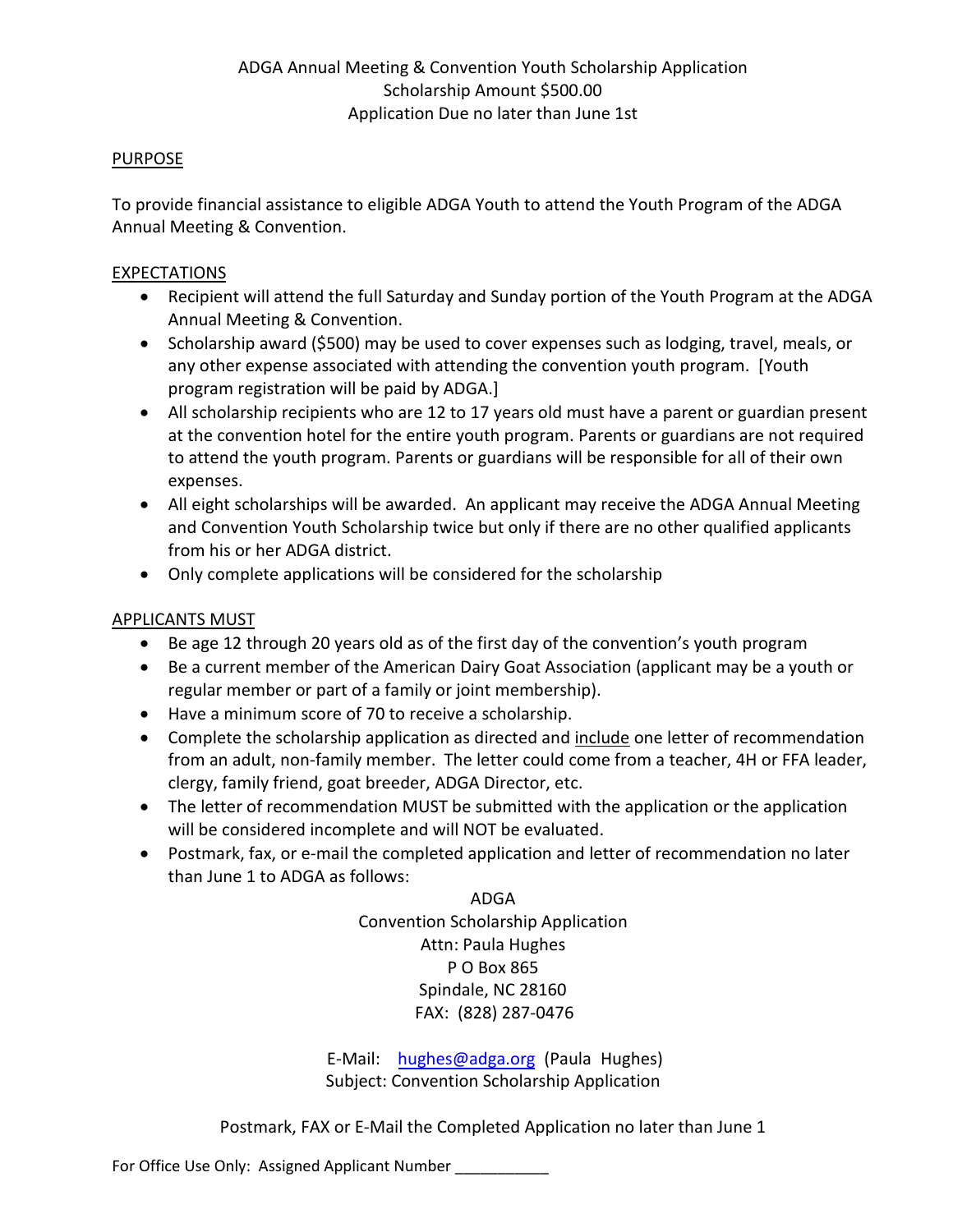ADGA Annual Meeting & Convention Youth Scholarship Application
Scholarship Amount $500.00
Application Due no later than June 1st

## PURPOSE

To provide financial assistance to eligible ADGA Youth to attend the Youth Program of the ADGA Annual Meeting & Convention.

## EXPECTATIONS

- Recipient will attend the full Saturday and Sunday portion of the Youth Program at the ADGA Annual Meeting & Convention.
- Scholarship award ($500) may be used to cover expenses such as lodging, travel, meals, or any other expense associated with attending the convention youth program. [Youth program registration will be paid by ADGA.]
- All scholarship recipients who are 12 to 17 years old must have a parent or guardian present at the convention hotel for the entire youth program. Parents or guardians are not required to attend the youth program. Parents or guardians will be responsible for all of their own expenses.
- All eight scholarships will be awarded. An applicant may receive the ADGA Annual Meeting and Convention Youth Scholarship twice but only if there are no other qualified applicants from his or her ADGA district.
- Only complete applications will be considered for the scholarship

## APPLICANTS MUST

- Be age 12 through 20 years old as of the first day of the convention's youth program
- Be a current member of the American Dairy Goat Association (applicant may be a youth or regular member or part of a family or joint membership).
- Have a minimum score of 70 to receive a scholarship.
- Complete the scholarship application as directed and include one letter of recommendation from an adult, non-family member. The letter could come from a teacher, 4H or FFA leader, clergy, family friend, goat breeder, ADGA Director, etc.
- The letter of recommendation MUST be submitted with the application or the application will be considered incomplete and will NOT be evaluated.
- Postmark, fax, or e-mail the completed application and letter of recommendation no later than June 1 to ADGA as follows:

ADGA
Convention Scholarship Application
Attn: Paula Hughes
P O Box 865
Spindale, NC 28160
FAX: (828) 287-0476

E-Mail: hughes@adga.org (Paula Hughes)
Subject: Convention Scholarship Application

Postmark, FAX or E-Mail the Completed Application no later than June 1

For Office Use Only: Assigned Applicant Number ___________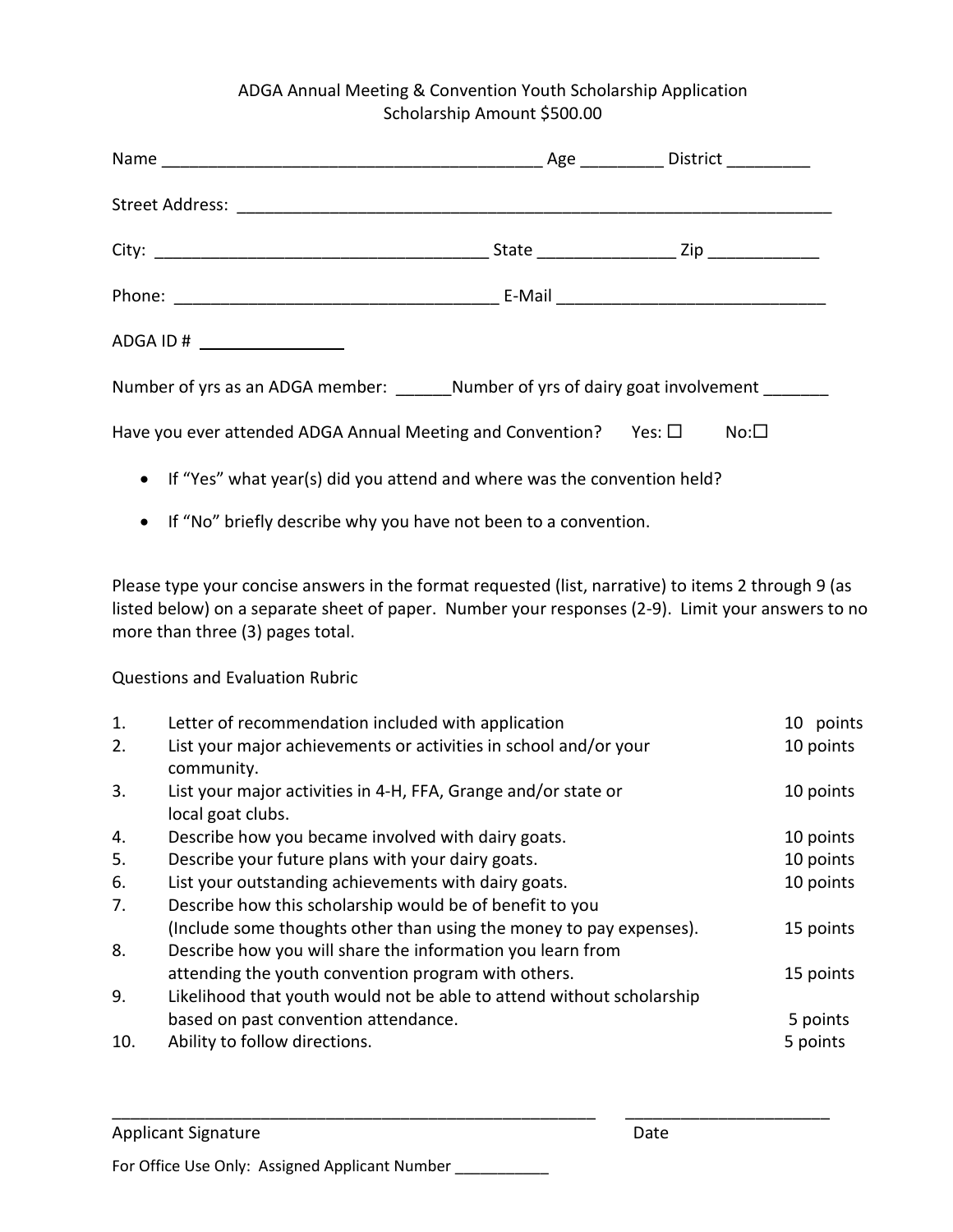ADGA Annual Meeting & Convention Youth Scholarship Application
Scholarship Amount $500.00

Name ________________________________________ Age _________ District _________

Street Address: _________________________________________________________________

City: ___________________________________ State _______________ Zip ____________

Phone: __________________________________ E-Mail _____________________________

ADGA ID # ________________

Number of yrs as an ADGA member: ______Number of yrs of dairy goat involvement _______

Have you ever attended ADGA Annual Meeting and Convention? Yes: ☐ No:☐

- If "Yes" what year(s) did you attend and where was the convention held?
- If "No" briefly describe why you have not been to a convention.

Please type your concise answers in the format requested (list, narrative) to items 2 through 9 (as listed below) on a separate sheet of paper. Number your responses (2-9). Limit your answers to no more than three (3) pages total.

Questions and Evaluation Rubric

| | | |
|---|---|---|
| 1. | Letter of recommendation included with application | 10 points |
| 2. | List your major achievements or activities in school and/or your community. | 10 points |
| 3. | List your major activities in 4-H, FFA, Grange and/or state or local goat clubs. | 10 points |
| 4. | Describe how you became involved with dairy goats. | 10 points |
| 5. | Describe your future plans with your dairy goats. | 10 points |
| 6. | List your outstanding achievements with dairy goats. | 10 points |
| 7. | Describe how this scholarship would be of benefit to you (Include some thoughts other than using the money to pay expenses). | 15 points |
| 8. | Describe how you will share the information you learn from attending the youth convention program with others. | 15 points |
| 9. | Likelihood that youth would not be able to attend without scholarship based on past convention attendance. | 5 points |
| 10. | Ability to follow directions. | 5 points |

_______________________________________________________ _______________________

Applicant Signature Date

For Office Use Only: Assigned Applicant Number ___________